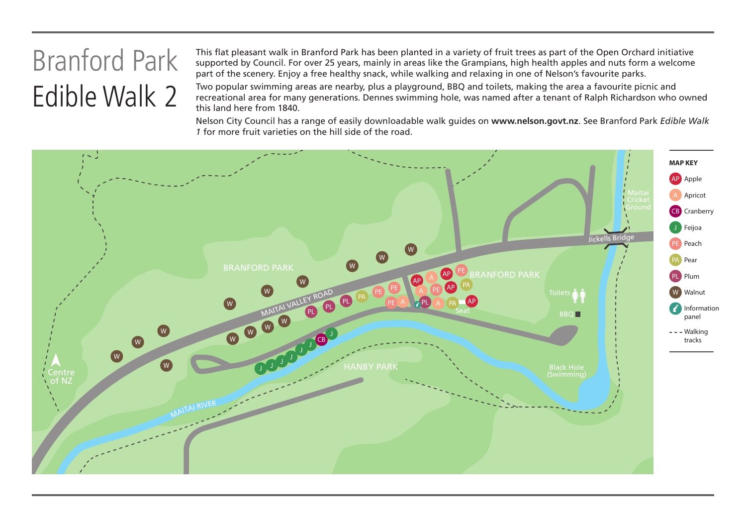# Branford Park
# Edible Walk 2

This flat pleasant walk in Branford Park has been planted in a variety of fruit trees as part of the Open Orchard initiative supported by Council. For over 25 years, mainly in areas like the Grampians, high health apples and nuts form a welcome part of the scenery. Enjoy a free healthy snack, while walking and relaxing in one of Nelson's favourite parks.

Two popular swimming areas are nearby, plus a playground, BBQ and toilets, making the area a favourite picnic and recreational area for many generations. Dennes swimming hole, was named after a tenant of Ralph Richardson who owned this land here from 1840.

Nelson City Council has a range of easily downloadable walk guides on **www.nelson.govt.nz**. See Branford Park *Edible Walk 1* for more fruit varieties on the hill side of the road.

**MAP KEY**

- AP Apple
- A Apricot
- CB Cranberry
- J Feijoa
- PE Peach
- PA Pear
- PL Plum
- W Walnut
- Information panel
- - - - Walking tracks

Map labels: Branford Park, Maitai Valley Road, Maitai River, Hanby Park, Centre of NZ, Maitai Cricket Ground, Jickells Bridge, Toilets, BBQ, Seat, Black Hole (Swimming)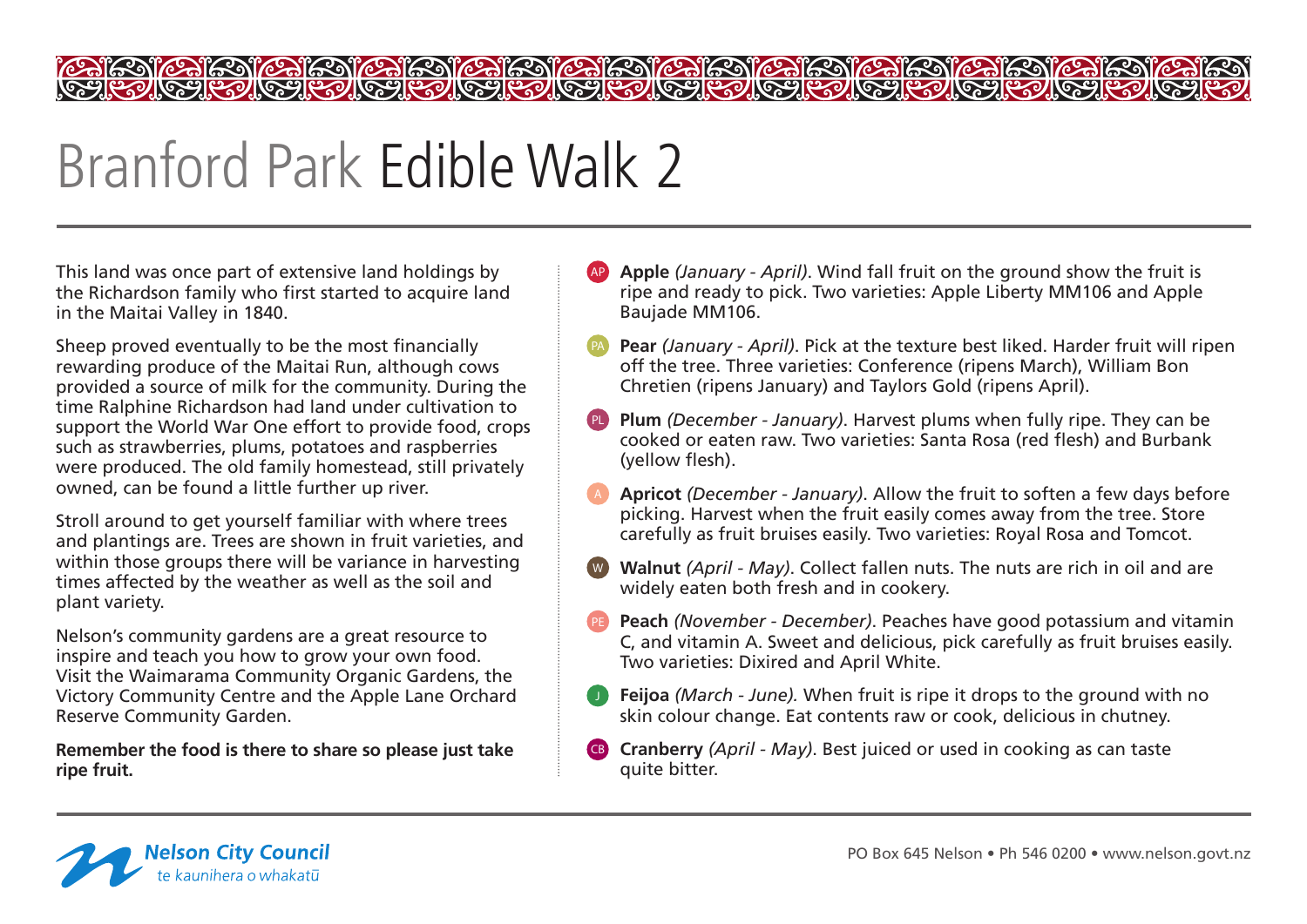# Branford Park Edible Walk 2

This land was once part of extensive land holdings by the Richardson family who first started to acquire land in the Maitai Valley in 1840.

Sheep proved eventually to be the most financially rewarding produce of the Maitai Run, although cows provided a source of milk for the community. During the time Ralphine Richardson had land under cultivation to support the World War One effort to provide food, crops such as strawberries, plums, potatoes and raspberries were produced. The old family homestead, still privately owned, can be found a little further up river.

Stroll around to get yourself familiar with where trees and plantings are. Trees are shown in fruit varieties, and within those groups there will be variance in harvesting times affected by the weather as well as the soil and plant variety.

Nelson's community gardens are a great resource to inspire and teach you how to grow your own food. Visit the Waimarama Community Organic Gardens, the Victory Community Centre and the Apple Lane Orchard Reserve Community Garden.

**Remember the food is there to share so please just take ripe fruit.**

AP **Apple** *(January - April)*. Wind fall fruit on the ground show the fruit is ripe and ready to pick. Two varieties: Apple Liberty MM106 and Apple Baujade MM106.

PA **Pear** *(January - April)*. Pick at the texture best liked. Harder fruit will ripen off the tree. Three varieties: Conference (ripens March), William Bon Chretien (ripens January) and Taylors Gold (ripens April).

PL **Plum** *(December - January)*. Harvest plums when fully ripe. They can be cooked or eaten raw. Two varieties: Santa Rosa (red flesh) and Burbank (yellow flesh).

A **Apricot** *(December - January)*. Allow the fruit to soften a few days before picking. Harvest when the fruit easily comes away from the tree. Store carefully as fruit bruises easily. Two varieties: Royal Rosa and Tomcot.

W **Walnut** *(April - May)*. Collect fallen nuts. The nuts are rich in oil and are widely eaten both fresh and in cookery.

PE **Peach** *(November - December)*. Peaches have good potassium and vitamin C, and vitamin A. Sweet and delicious, pick carefully as fruit bruises easily. Two varieties: Dixired and April White.

J **Feijoa** *(March - June)*. When fruit is ripe it drops to the ground with no skin colour change. Eat contents raw or cook, delicious in chutney.

CB **Cranberry** *(April - May)*. Best juiced or used in cooking as can taste quite bitter.

Nelson City Council
te kaunihera o whakatū

PO Box 645 Nelson • Ph 546 0200 • www.nelson.govt.nz